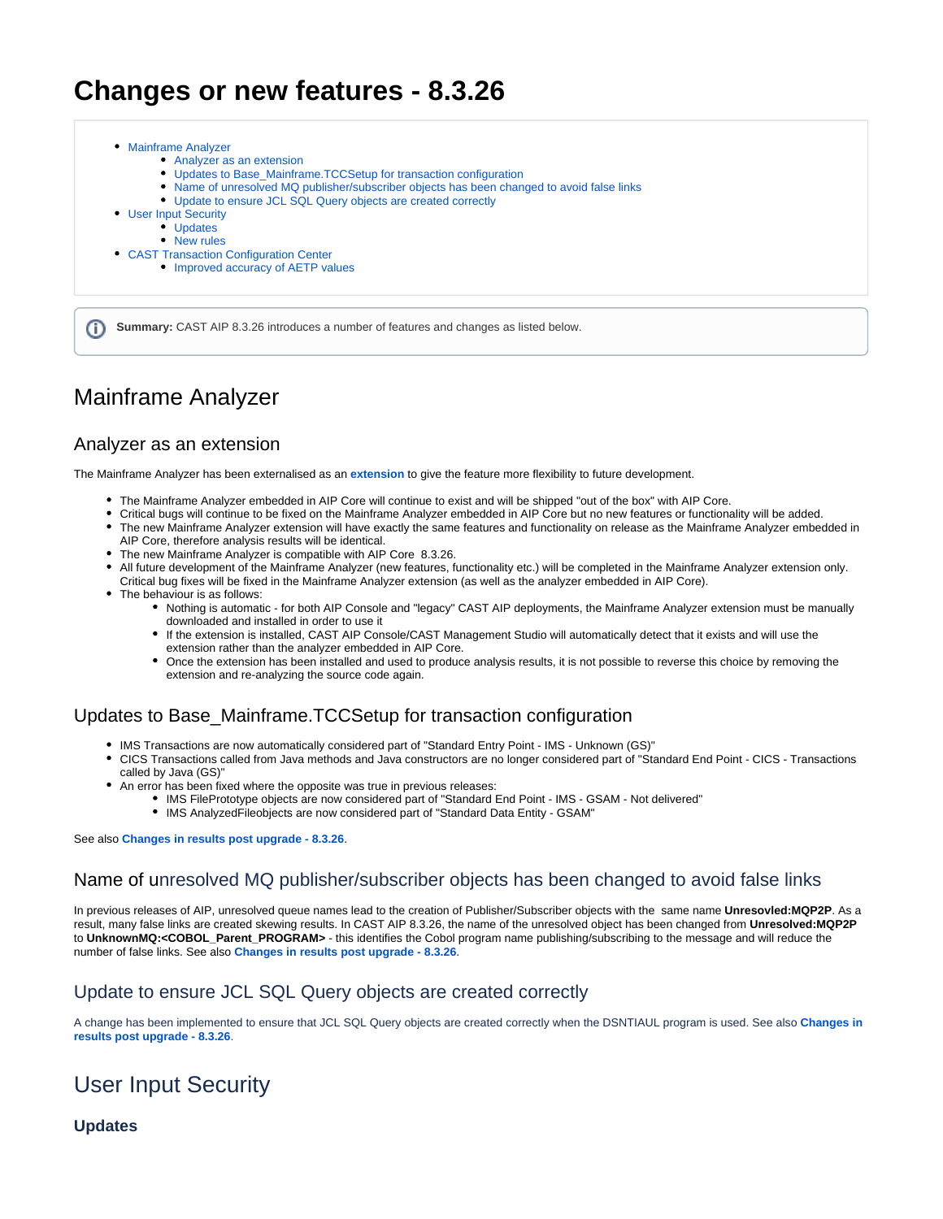# Changes or new features - 8.3.26

- Mainframe Analyzer
    - Analyzer as an extension
    - Updates to Base_Mainframe.TCCSetup for transaction configuration
    - Name of unresolved MQ publisher/subscriber objects has been changed to avoid false links
    - Update to ensure JCL SQL Query objects are created correctly
- User Input Security
    - Updates
    - New rules
- CAST Transaction Configuration Center
    - Improved accuracy of AETP values

**Summary:** CAST AIP 8.3.26 introduces a number of features and changes as listed below.

# Mainframe Analyzer

## Analyzer as an extension

The Mainframe Analyzer has been externalised as an **extension** to give the feature more flexibility to future development.

- The Mainframe Analyzer embedded in AIP Core will continue to exist and will be shipped "out of the box" with AIP Core.
- Critical bugs will continue to be fixed on the Mainframe Analyzer embedded in AIP Core but no new features or functionality will be added.
- The new Mainframe Analyzer extension will have exactly the same features and functionality on release as the Mainframe Analyzer embedded in AIP Core, therefore analysis results will be identical.
- The new Mainframe Analyzer is compatible with AIP Core 8.3.26.
- All future development of the Mainframe Analyzer (new features, functionality etc.) will be completed in the Mainframe Analyzer extension only. Critical bug fixes will be fixed in the Mainframe Analyzer extension (as well as the analyzer embedded in AIP Core).
- The behaviour is as follows:
    - Nothing is automatic - for both AIP Console and "legacy" CAST AIP deployments, the Mainframe Analyzer extension must be manually downloaded and installed in order to use it
    - If the extension is installed, CAST AIP Console/CAST Management Studio will automatically detect that it exists and will use the extension rather than the analyzer embedded in AIP Core.
    - Once the extension has been installed and used to produce analysis results, it is not possible to reverse this choice by removing the extension and re-analyzing the source code again.

## Updates to Base_Mainframe.TCCSetup for transaction configuration

- IMS Transactions are now automatically considered part of "Standard Entry Point - IMS - Unknown (GS)"
- CICS Transactions called from Java methods and Java constructors are no longer considered part of "Standard End Point - CICS - Transactions called by Java (GS)"
- An error has been fixed where the opposite was true in previous releases:
    - IMS FilePrototype objects are now considered part of "Standard End Point - IMS - GSAM - Not delivered"
    - IMS AnalyzedFileobjects are now considered part of "Standard Data Entity - GSAM"

See also **Changes in results post upgrade - 8.3.26**.

## Name of unresolved MQ publisher/subscriber objects has been changed to avoid false links

In previous releases of AIP, unresolved queue names lead to the creation of Publisher/Subscriber objects with the same name **Unresovled:MQP2P**. As a result, many false links are created skewing results. In CAST AIP 8.3.26, the name of the unresolved object has been changed from **Unresolved:MQP2P** to **UnknownMQ:<COBOL_Parent_PROGRAM>** - this identifies the Cobol program name publishing/subscribing to the message and will reduce the number of false links. See also **Changes in results post upgrade - 8.3.26**.

## Update to ensure JCL SQL Query objects are created correctly

A change has been implemented to ensure that JCL SQL Query objects are created correctly when the DSNTIAUL program is used. See also **Changes in results post upgrade - 8.3.26**.

# User Input Security

### Updates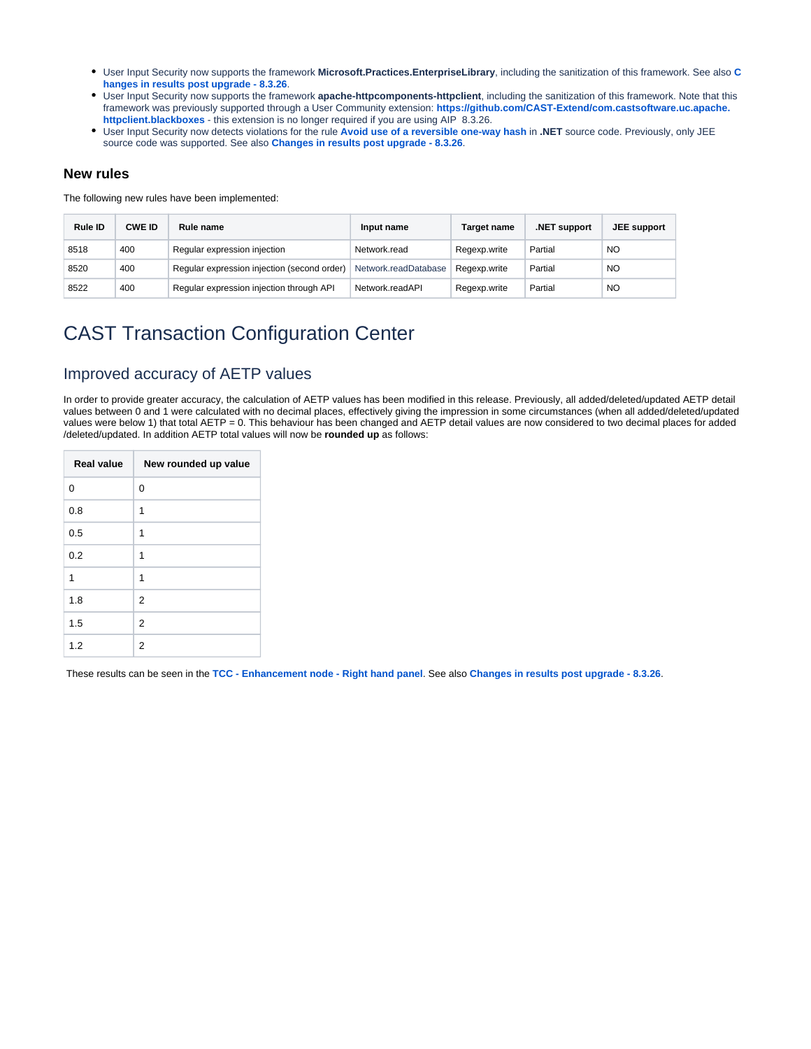- User Input Security now supports the framework **Microsoft.Practices.EnterpriseLibrary**, including the sanitization of this framework. See also **Changes in results post upgrade - 8.3.26**.
- User Input Security now supports the framework **apache-httpcomponents-httpclient**, including the sanitization of this framework. Note that this framework was previously supported through a User Community extension: **https://github.com/CAST-Extend/com.castsoftware.uc.apache.httpclient.blackboxes** - this extension is no longer required if you are using AIP 8.3.26.
- User Input Security now detects violations for the rule **Avoid use of a reversible one-way hash** in **.NET** source code. Previously, only JEE source code was supported. See also **Changes in results post upgrade - 8.3.26**.

### New rules

The following new rules have been implemented:

| Rule ID | CWE ID | Rule name | Input name | Target name | .NET support | JEE support |
|---|---|---|---|---|---|---|
| 8518 | 400 | Regular expression injection | Network.read | Regexp.write | Partial | NO |
| 8520 | 400 | Regular expression injection (second order) | Network.readDatabase | Regexp.write | Partial | NO |
| 8522 | 400 | Regular expression injection through API | Network.readAPI | Regexp.write | Partial | NO |

# CAST Transaction Configuration Center

## Improved accuracy of AETP values

In order to provide greater accuracy, the calculation of AETP values has been modified in this release. Previously, all added/deleted/updated AETP detail values between 0 and 1 were calculated with no decimal places, effectively giving the impression in some circumstances (when all added/deleted/updated values were below 1) that total AETP = 0. This behaviour has been changed and AETP detail values are now considered to two decimal places for added/deleted/updated. In addition AETP total values will now be **rounded up** as follows:

| Real value | New rounded up value |
|---|---|
| 0 | 0 |
| 0.8 | 1 |
| 0.5 | 1 |
| 0.2 | 1 |
| 1 | 1 |
| 1.8 | 2 |
| 1.5 | 2 |
| 1.2 | 2 |

These results can be seen in the **TCC - Enhancement node - Right hand panel**. See also **Changes in results post upgrade - 8.3.26**.